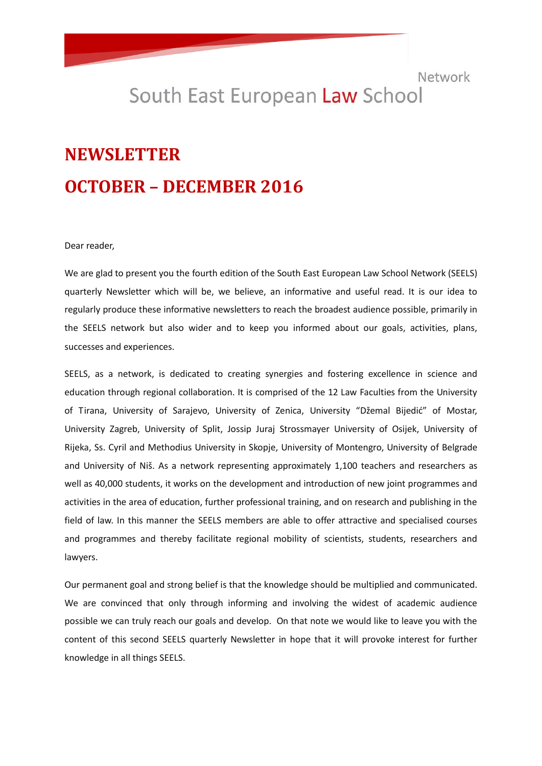South East European Law School Network

# NEWSLETTER

# OCTOBER – DECEMBER 2016

Dear reader,

We are glad to present you the fourth edition of the South East European Law School Network (SEELS) quarterly Newsletter which will be, we believe, an informative and useful read. It is our idea to regularly produce these informative newsletters to reach the broadest audience possible, primarily in the SEELS network but also wider and to keep you informed about our goals, activities, plans, successes and experiences.

SEELS, as a network, is dedicated to creating synergies and fostering excellence in science and education through regional collaboration. It is comprised of the 12 Law Faculties from the University of Tirana, University of Sarajevo, University of Zenica, University "Džemal Bijedić" of Mostar, University Zagreb, University of Split, Jossip Juraj Strossmayer University of Osijek, University of Rijeka, Ss. Cyril and Methodius University in Skopje, University of Montengro, University of Belgrade and University of Niš. As a network representing approximately 1,100 teachers and researchers as well as 40,000 students, it works on the development and introduction of new joint programmes and activities in the area of education, further professional training, and on research and publishing in the field of law. In this manner the SEELS members are able to offer attractive and specialised courses and programmes and thereby facilitate regional mobility of scientists, students, researchers and lawyers.

Our permanent goal and strong belief is that the knowledge should be multiplied and communicated. We are convinced that only through informing and involving the widest of academic audience possible we can truly reach our goals and develop. On that note we would like to leave you with the content of this second SEELS quarterly Newsletter in hope that it will provoke interest for further knowledge in all things SEELS.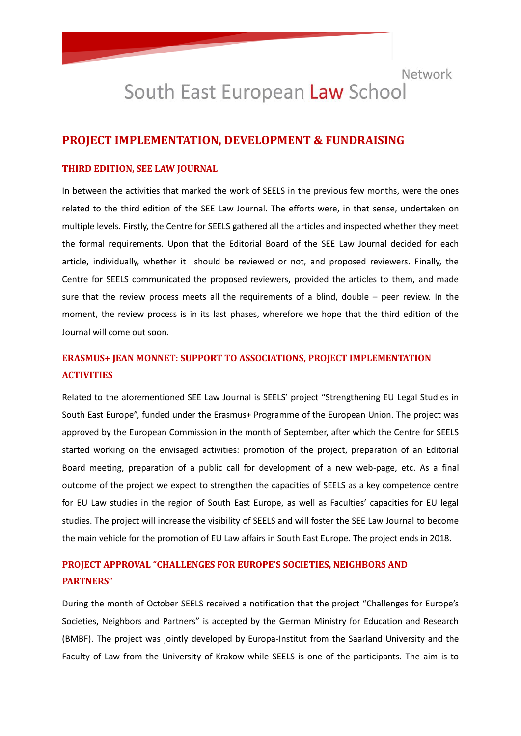## PROJECT IMPLEMENTATION, DEVELOPMENT & FUNDRAISING

### THIRD EDITION, SEE LAW JOURNAL

In between the activities that marked the work of SEELS in the previous few months, were the ones related to the third edition of the SEE Law Journal. The efforts were, in that sense, undertaken on multiple levels. Firstly, the Centre for SEELS gathered all the articles and inspected whether they meet the formal requirements. Upon that the Editorial Board of the SEE Law Journal decided for each article, individually, whether it should be reviewed or not, and proposed reviewers. Finally, the Centre for SEELS communicated the proposed reviewers, provided the articles to them, and made sure that the review process meets all the requirements of a blind, double – peer review. In the moment, the review process is in its last phases, wherefore we hope that the third edition of the Journal will come out soon.

### ERASMUS+ JEAN MONNET: SUPPORT TO ASSOCIATIONS, PROJECT IMPLEMENTATION ACTIVITIES

Related to the aforementioned SEE Law Journal is SEELS' project "Strengthening EU Legal Studies in South East Europe", funded under the Erasmus+ Programme of the European Union. The project was approved by the European Commission in the month of September, after which the Centre for SEELS started working on the envisaged activities: promotion of the project, preparation of an Editorial Board meeting, preparation of a public call for development of a new web-page, etc. As a final outcome of the project we expect to strengthen the capacities of SEELS as a key competence centre for EU Law studies in the region of South East Europe, as well as Faculties' capacities for EU legal studies. The project will increase the visibility of SEELS and will foster the SEE Law Journal to become the main vehicle for the promotion of EU Law affairs in South East Europe. The project ends in 2018.

### PROJECT APPROVAL "CHALLENGES FOR EUROPE'S SOCIETIES, NEIGHBORS AND PARTNERS"

During the month of October SEELS received a notification that the project "Challenges for Europe's Societies, Neighbors and Partners" is accepted by the German Ministry for Education and Research (BMBF). The project was jointly developed by Europa-Institut from the Saarland University and the Faculty of Law from the University of Krakow while SEELS is one of the participants. The aim is to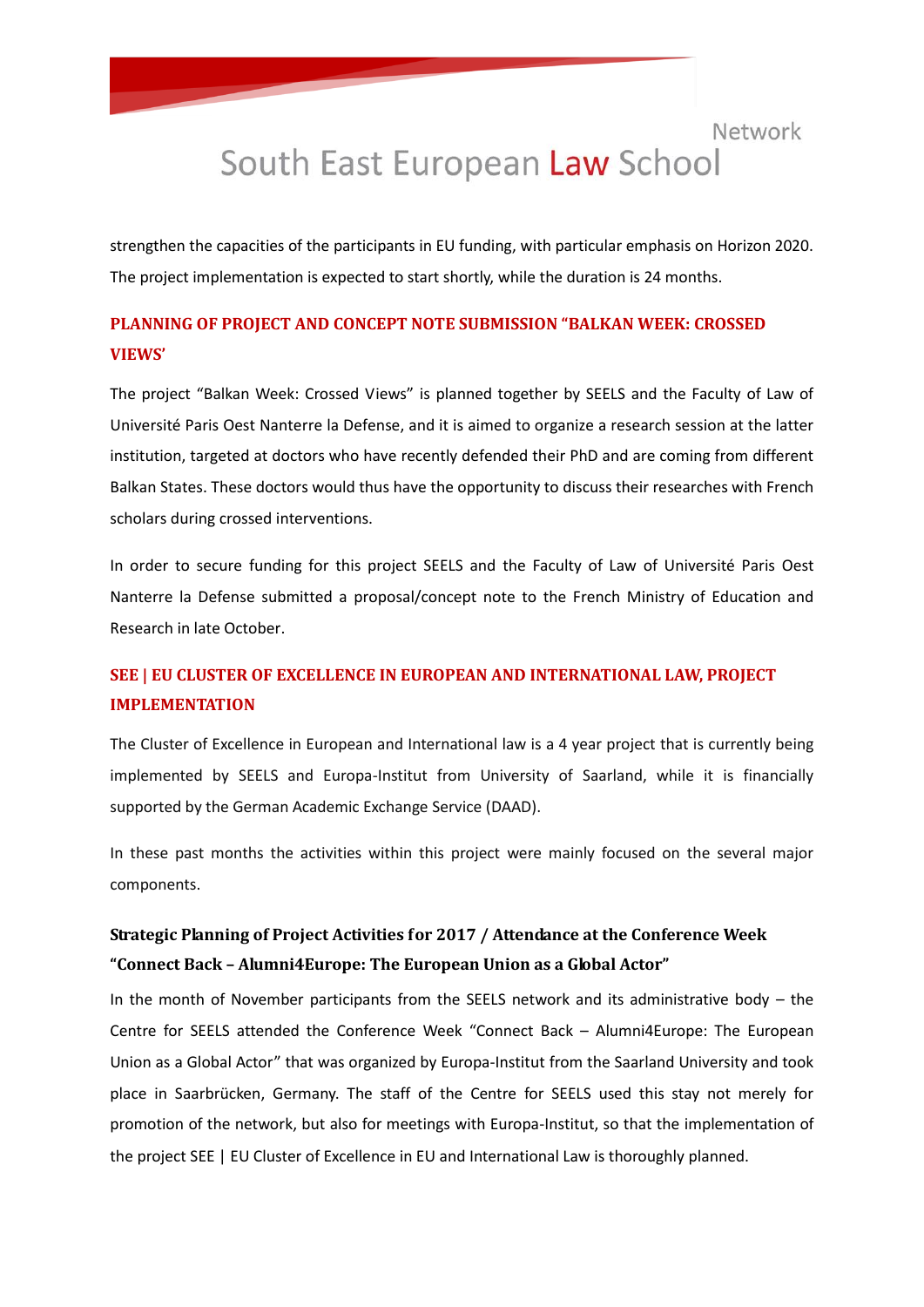strengthen the capacities of the participants in EU funding, with particular emphasis on Horizon 2020. The project implementation is expected to start shortly, while the duration is 24 months.

## PLANNING OF PROJECT AND CONCEPT NOTE SUBMISSION "BALKAN WEEK: CROSSED VIEWS'

The project "Balkan Week: Crossed Views" is planned together by SEELS and the Faculty of Law of Université Paris Oest Nanterre la Defense, and it is aimed to organize a research session at the latter institution, targeted at doctors who have recently defended their PhD and are coming from different Balkan States. These doctors would thus have the opportunity to discuss their researches with French scholars during crossed interventions.

In order to secure funding for this project SEELS and the Faculty of Law of Université Paris Oest Nanterre la Defense submitted a proposal/concept note to the French Ministry of Education and Research in late October.

## SEE | EU CLUSTER OF EXCELLENCE IN EUROPEAN AND INTERNATIONAL LAW, PROJECT IMPLEMENTATION

The Cluster of Excellence in European and International law is a 4 year project that is currently being implemented by SEELS and Europa-Institut from University of Saarland, while it is financially supported by the German Academic Exchange Service (DAAD).

In these past months the activities within this project were mainly focused on the several major components.

### Strategic Planning of Project Activities for 2017 / Attendance at the Conference Week "Connect Back – Alumni4Europe: The European Union as a Global Actor"

In the month of November participants from the SEELS network and its administrative body – the Centre for SEELS attended the Conference Week "Connect Back – Alumni4Europe: The European Union as a Global Actor" that was organized by Europa-Institut from the Saarland University and took place in Saarbrücken, Germany. The staff of the Centre for SEELS used this stay not merely for promotion of the network, but also for meetings with Europa-Institut, so that the implementation of the project SEE | EU Cluster of Excellence in EU and International Law is thoroughly planned.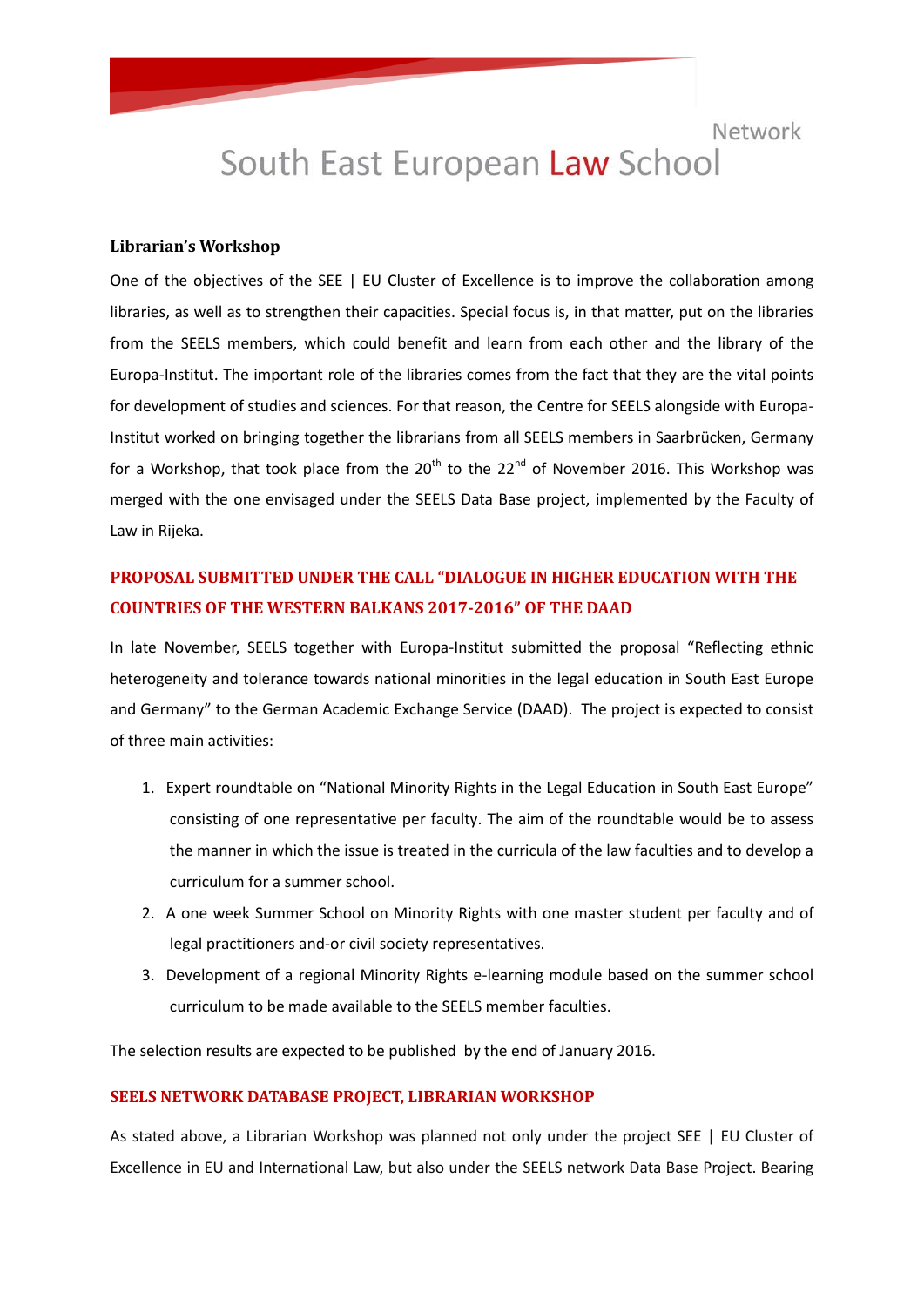**Librarian's Workshop**

One of the objectives of the SEE | EU Cluster of Excellence is to improve the collaboration among libraries, as well as to strengthen their capacities. Special focus is, in that matter, put on the libraries from the SEELS members, which could benefit and learn from each other and the library of the Europa-Institut. The important role of the libraries comes from the fact that they are the vital points for development of studies and sciences. For that reason, the Centre for SEELS alongside with Europa-Institut worked on bringing together the librarians from all SEELS members in Saarbrücken, Germany for a Workshop, that took place from the 20th to the 22nd of November 2016. This Workshop was merged with the one envisaged under the SEELS Data Base project, implemented by the Faculty of Law in Rijeka.

## PROPOSAL SUBMITTED UNDER THE CALL "DIALOGUE IN HIGHER EDUCATION WITH THE COUNTRIES OF THE WESTERN BALKANS 2017-2016" OF THE DAAD

In late November, SEELS together with Europa-Institut submitted the proposal "Reflecting ethnic heterogeneity and tolerance towards national minorities in the legal education in South East Europe and Germany" to the German Academic Exchange Service (DAAD). The project is expected to consist of three main activities:

1. Expert roundtable on "National Minority Rights in the Legal Education in South East Europe" consisting of one representative per faculty. The aim of the roundtable would be to assess the manner in which the issue is treated in the curricula of the law faculties and to develop a curriculum for a summer school.
2. A one week Summer School on Minority Rights with one master student per faculty and of legal practitioners and-or civil society representatives.
3. Development of a regional Minority Rights e-learning module based on the summer school curriculum to be made available to the SEELS member faculties.

The selection results are expected to be published by the end of January 2016.

## SEELS NETWORK DATABASE PROJECT, LIBRARIAN WORKSHOP

As stated above, a Librarian Workshop was planned not only under the project SEE | EU Cluster of Excellence in EU and International Law, but also under the SEELS network Data Base Project. Bearing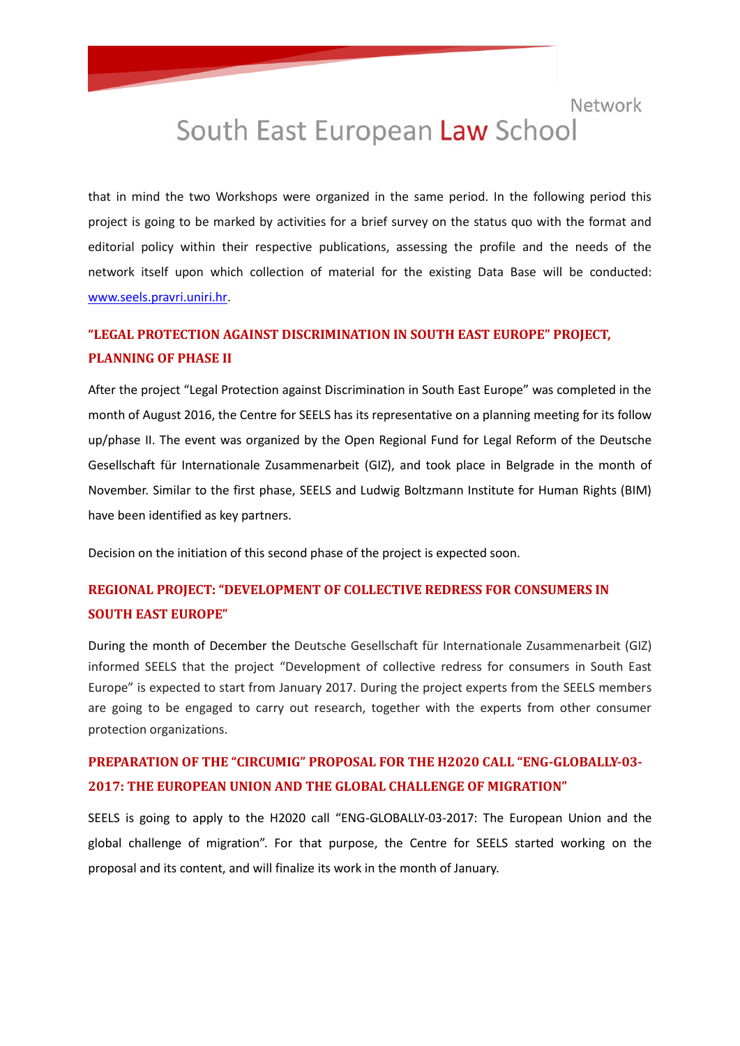that in mind the two Workshops were organized in the same period. In the following period this project is going to be marked by activities for a brief survey on the status quo with the format and editorial policy within their respective publications, assessing the profile and the needs of the network itself upon which collection of material for the existing Data Base will be conducted: [www.seels.pravri.uniri.hr](http://www.seels.pravri.uniri.hr).

## "LEGAL PROTECTION AGAINST DISCRIMINATION IN SOUTH EAST EUROPE" PROJECT, PLANNING OF PHASE II

After the project "Legal Protection against Discrimination in South East Europe" was completed in the month of August 2016, the Centre for SEELS has its representative on a planning meeting for its follow up/phase II. The event was organized by the Open Regional Fund for Legal Reform of the Deutsche Gesellschaft für Internationale Zusammenarbeit (GIZ), and took place in Belgrade in the month of November. Similar to the first phase, SEELS and Ludwig Boltzmann Institute for Human Rights (BIM) have been identified as key partners.

Decision on the initiation of this second phase of the project is expected soon.

## REGIONAL PROJECT: "DEVELOPMENT OF COLLECTIVE REDRESS FOR CONSUMERS IN SOUTH EAST EUROPE"

During the month of December the Deutsche Gesellschaft für Internationale Zusammenarbeit (GIZ) informed SEELS that the project "Development of collective redress for consumers in South East Europe" is expected to start from January 2017. During the project experts from the SEELS members are going to be engaged to carry out research, together with the experts from other consumer protection organizations.

## PREPARATION OF THE "CIRCUMIG" PROPOSAL FOR THE H2020 CALL "ENG-GLOBALLY-03-2017: THE EUROPEAN UNION AND THE GLOBAL CHALLENGE OF MIGRATION"

SEELS is going to apply to the H2020 call "ENG-GLOBALLY-03-2017: The European Union and the global challenge of migration". For that purpose, the Centre for SEELS started working on the proposal and its content, and will finalize its work in the month of January.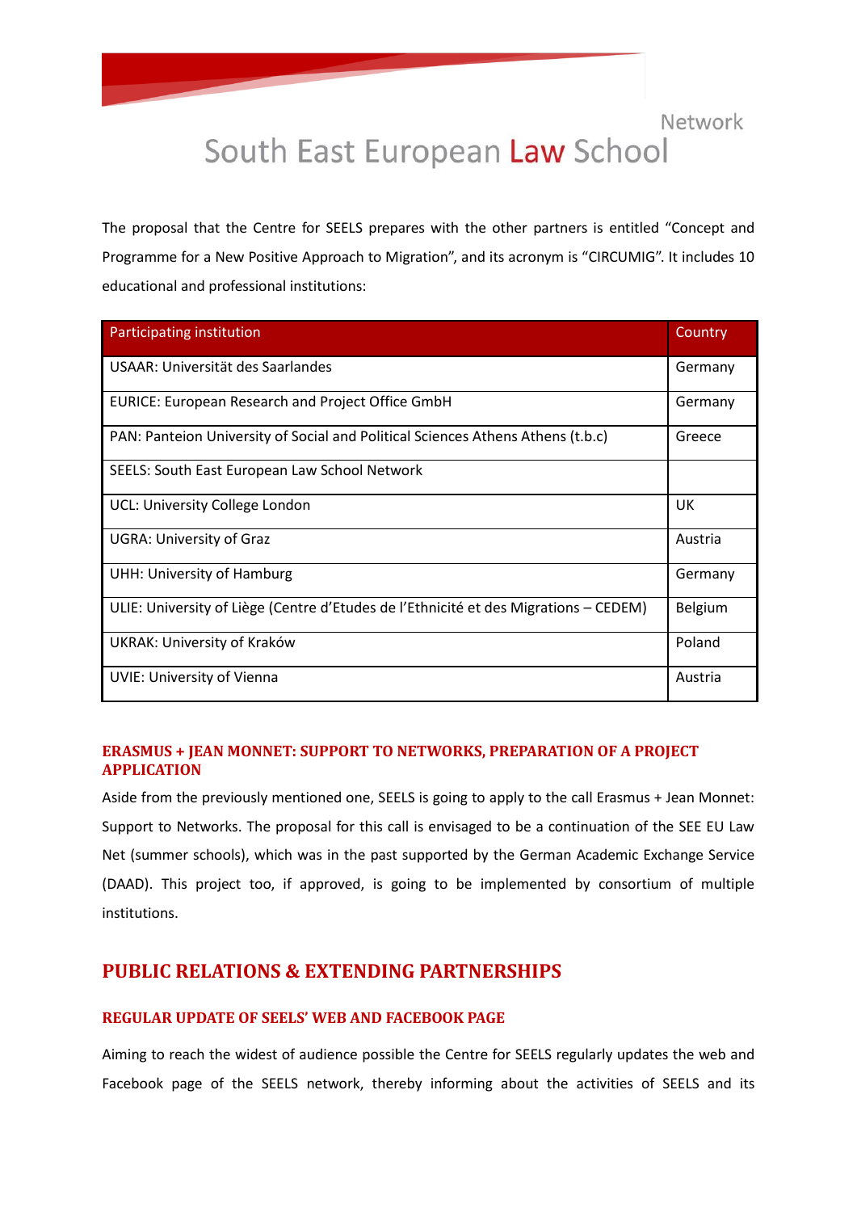The proposal that the Centre for SEELS prepares with the other partners is entitled “Concept and Programme for a New Positive Approach to Migration”, and its acronym is “CIRCUMIG”. It includes 10 educational and professional institutions:

| Participating institution | Country |
| --- | --- |
| USAAR: Universität des Saarlandes | Germany |
| EURICE: European Research and Project Office GmbH | Germany |
| PAN: Panteion University of Social and Political Sciences Athens Athens (t.b.c) | Greece |
| SEELS: South East European Law School Network | |
| UCL: University College London | UK |
| UGRA: University of Graz | Austria |
| UHH: University of Hamburg | Germany |
| ULIE: University of Liège (Centre d’Etudes de l’Ethnicité et des Migrations – CEDEM) | Belgium |
| UKRAK: University of Kraków | Poland |
| UVIE: University of Vienna | Austria |

### ERASMUS + JEAN MONNET: SUPPORT TO NETWORKS, PREPARATION OF A PROJECT APPLICATION

Aside from the previously mentioned one, SEELS is going to apply to the call Erasmus + Jean Monnet: Support to Networks. The proposal for this call is envisaged to be a continuation of the SEE EU Law Net (summer schools), which was in the past supported by the German Academic Exchange Service (DAAD). This project too, if approved, is going to be implemented by consortium of multiple institutions.

## PUBLIC RELATIONS & EXTENDING PARTNERSHIPS

### REGULAR UPDATE OF SEELS’ WEB AND FACEBOOK PAGE

Aiming to reach the widest of audience possible the Centre for SEELS regularly updates the web and Facebook page of the SEELS network, thereby informing about the activities of SEELS and its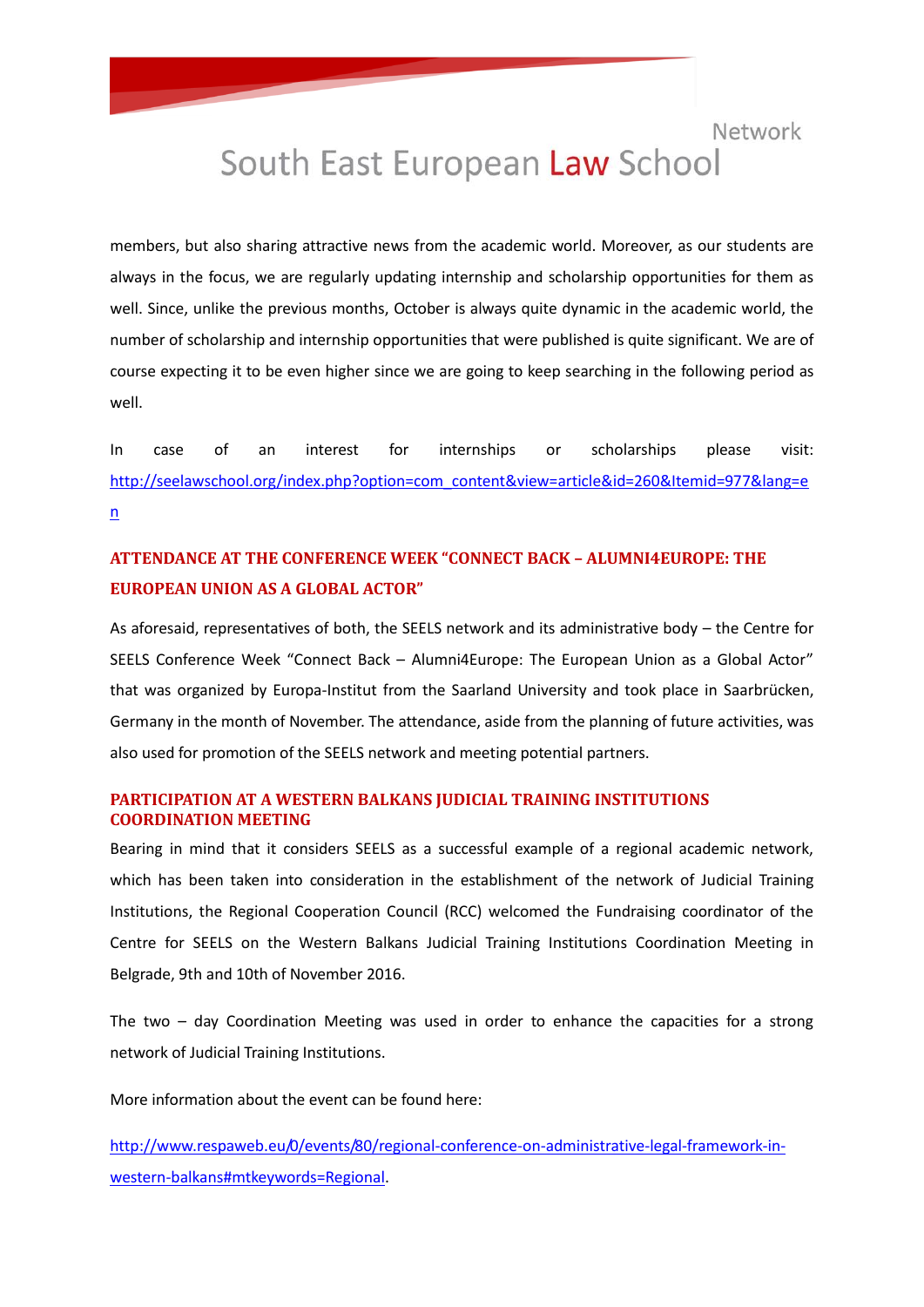members, but also sharing attractive news from the academic world. Moreover, as our students are always in the focus, we are regularly updating internship and scholarship opportunities for them as well. Since, unlike the previous months, October is always quite dynamic in the academic world, the number of scholarship and internship opportunities that were published is quite significant. We are of course expecting it to be even higher since we are going to keep searching in the following period as well.

In case of an interest for internships or scholarships please visit: http://seelawschool.org/index.php?option=com_content&view=article&id=260&Itemid=977&lang=en

## ATTENDANCE AT THE CONFERENCE WEEK "CONNECT BACK – ALUMNI4EUROPE: THE EUROPEAN UNION AS A GLOBAL ACTOR"

As aforesaid, representatives of both, the SEELS network and its administrative body – the Centre for SEELS Conference Week "Connect Back – Alumni4Europe: The European Union as a Global Actor" that was organized by Europa-Institut from the Saarland University and took place in Saarbrücken, Germany in the month of November. The attendance, aside from the planning of future activities, was also used for promotion of the SEELS network and meeting potential partners.

## PARTICIPATION AT A WESTERN BALKANS JUDICIAL TRAINING INSTITUTIONS COORDINATION MEETING

Bearing in mind that it considers SEELS as a successful example of a regional academic network, which has been taken into consideration in the establishment of the network of Judicial Training Institutions, the Regional Cooperation Council (RCC) welcomed the Fundraising coordinator of the Centre for SEELS on the Western Balkans Judicial Training Institutions Coordination Meeting in Belgrade, 9th and 10th of November 2016.

The two – day Coordination Meeting was used in order to enhance the capacities for a strong network of Judicial Training Institutions.

More information about the event can be found here:

http://www.respaweb.eu/0/events/80/regional-conference-on-administrative-legal-framework-in-western-balkans#mtkeywords=Regional.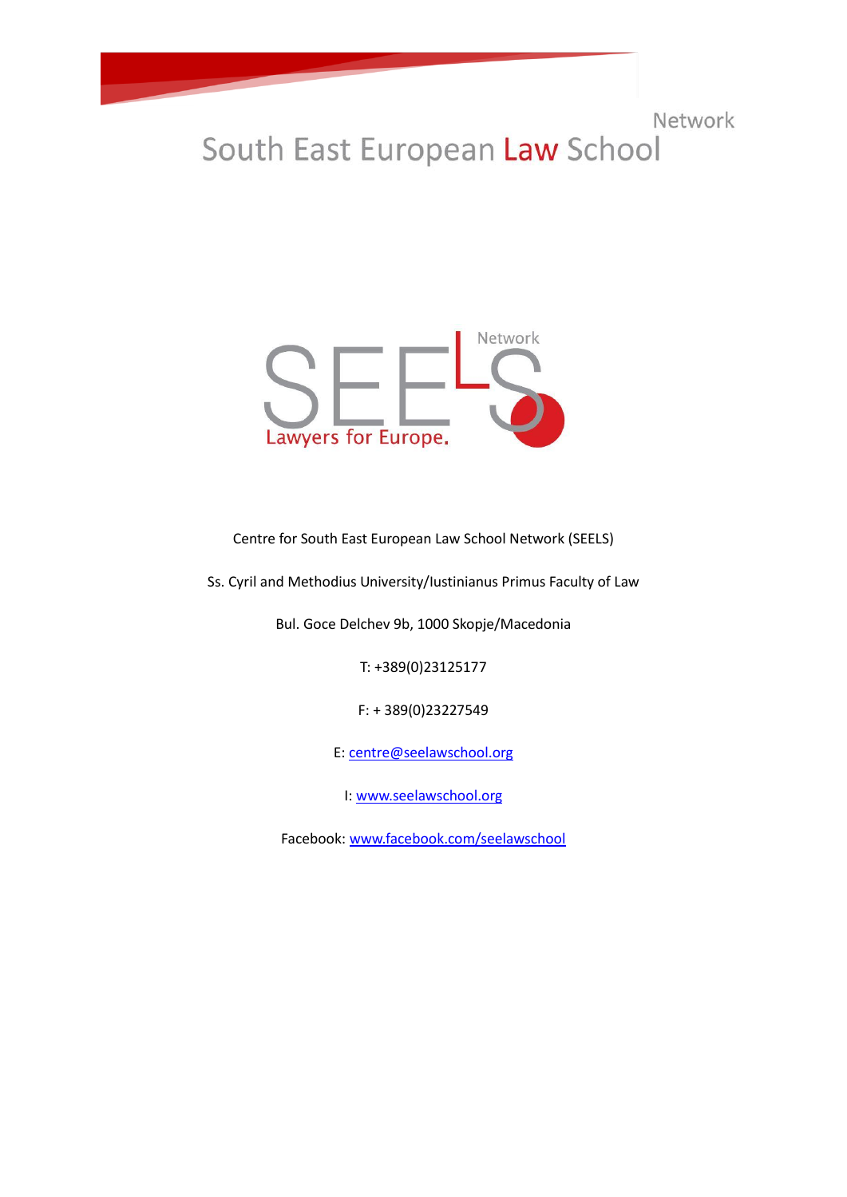Network

South East European Law School

SEELS Network

Lawyers for Europe.

Centre for South East European Law School Network (SEELS)

Ss. Cyril and Methodius University/Iustinianus Primus Faculty of Law

Bul. Goce Delchev 9b, 1000 Skopje/Macedonia

T: +389(0)23125177

F: + 389(0)23227549

E: centre@seelawschool.org

I: www.seelawschool.org

Facebook: www.facebook.com/seelawschool